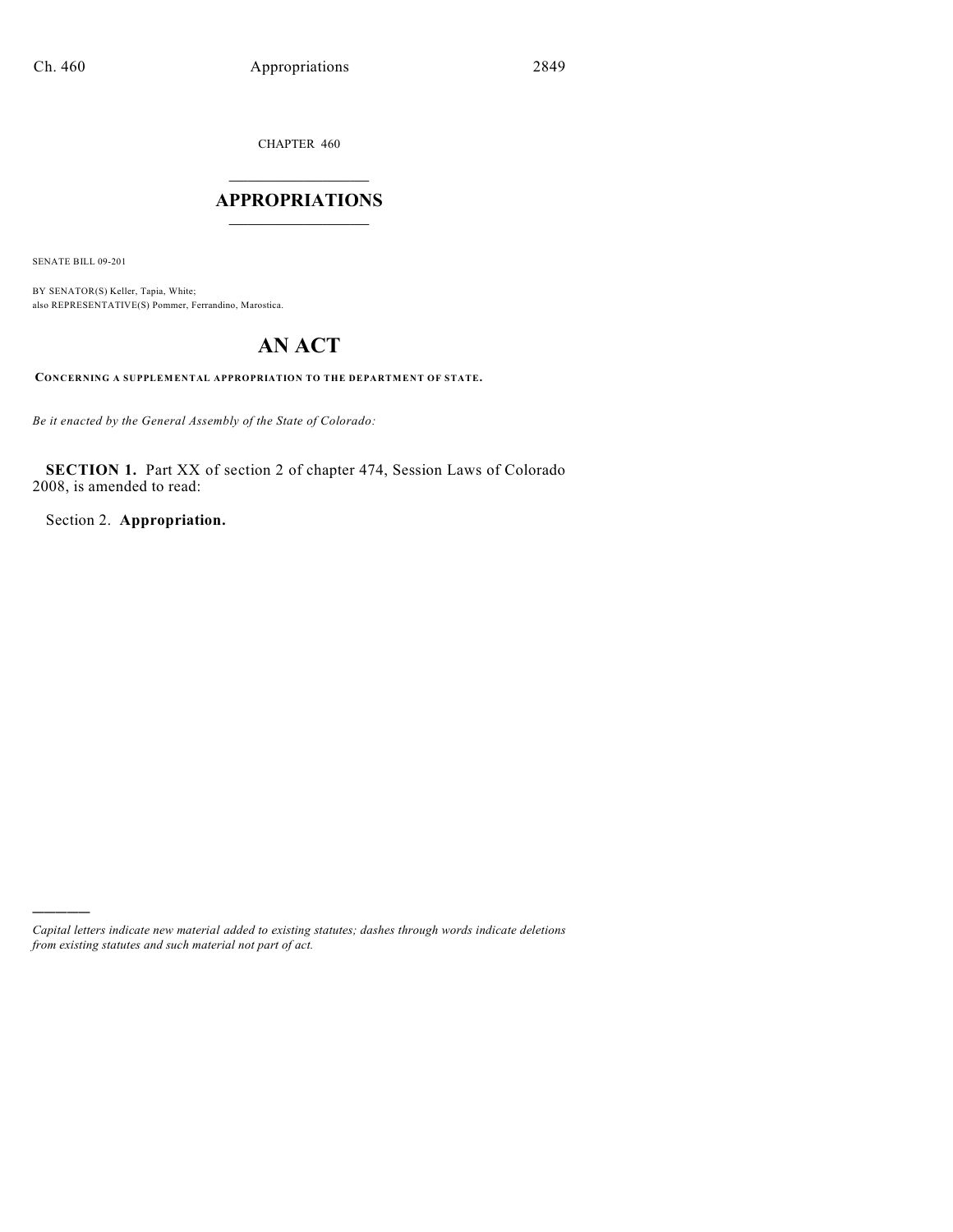CHAPTER 460

# APPROPRIATIONS

SENATE BILL 09-201

BY SENATOR(S) Keller, Tapia, White;
also REPRESENTATIVE(S) Pommer, Ferrandino, Marostica.

# AN ACT

**CONCERNING A SUPPLEMENTAL APPROPRIATION TO THE DEPARTMENT OF STATE.**

*Be it enacted by the General Assembly of the State of Colorado:*

**SECTION 1.** Part XX of section 2 of chapter 474, Session Laws of Colorado 2008, is amended to read:

Section 2. **Appropriation.**

*Capital letters indicate new material added to existing statutes; dashes through words indicate deletions from existing statutes and such material not part of act.*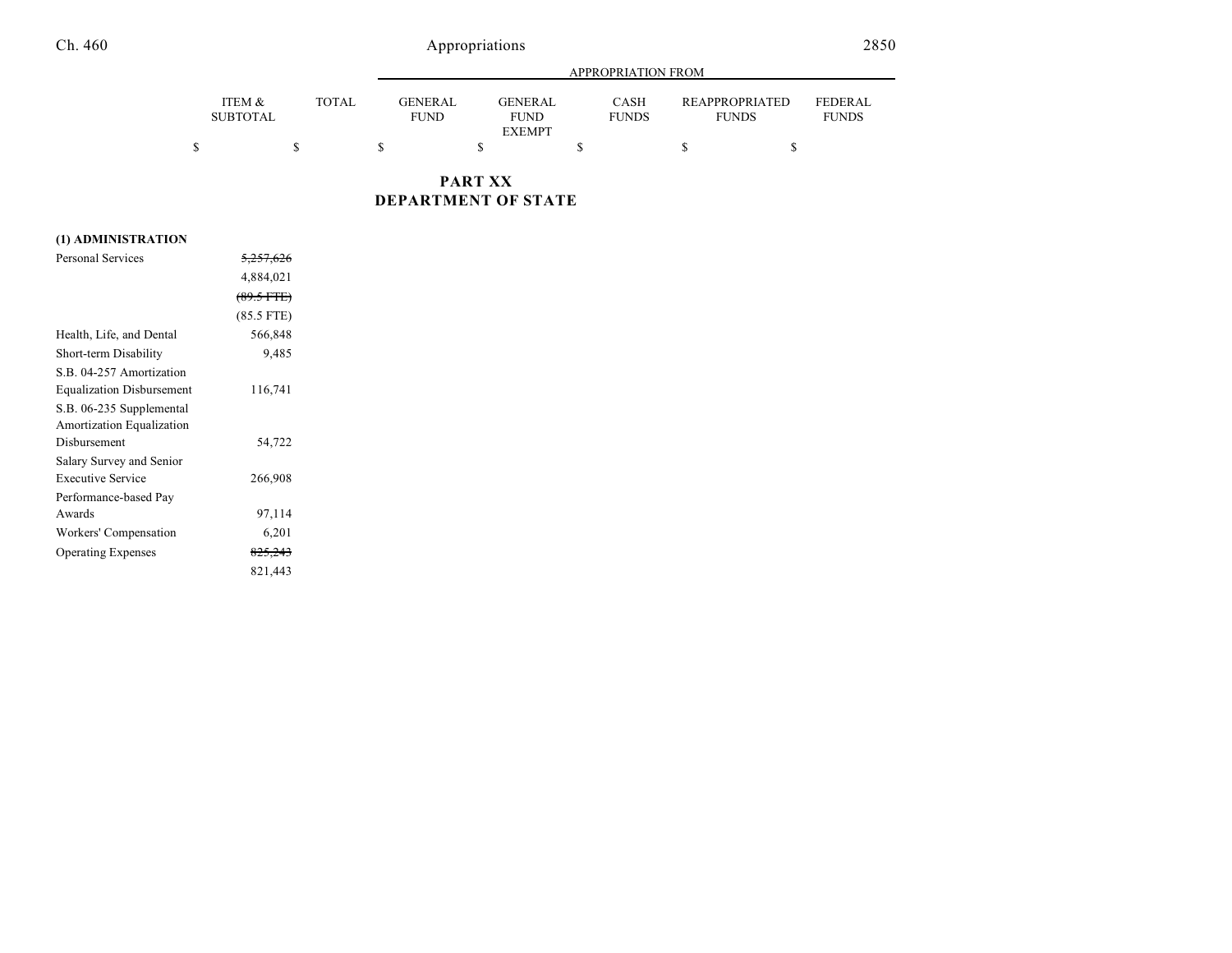| | ITEM & SUBTOTAL | TOTAL | APPROPRIATION FROM | | | | |
|---|---|---|---|---|---|---|---|
| | | | GENERAL FUND | GENERAL FUND EXEMPT | CASH FUNDS | REAPPROPRIATED FUNDS | FEDERAL FUNDS |
| | $ | $ | $ | $ | $ | $ | $ |

## PART XX
## DEPARTMENT OF STATE

| | ITEM & SUBTOTAL | TOTAL | GENERAL FUND | GENERAL FUND EXEMPT | CASH FUNDS | REAPPROPRIATED FUNDS | FEDERAL FUNDS |
|---|---|---|---|---|---|---|---|
| **(1) ADMINISTRATION** | | | | | | | |
| Personal Services | ~~5,257,626~~ | | | | | | |
| | 4,884,021 | | | | | | |
| | ~~(89.5 FTE)~~ | | | | | | |
| | (85.5 FTE) | | | | | | |
| Health, Life, and Dental | 566,848 | | | | | | |
| Short-term Disability | 9,485 | | | | | | |
| S.B. 04-257 Amortization Equalization Disbursement | 116,741 | | | | | | |
| S.B. 06-235 Supplemental Amortization Equalization Disbursement | 54,722 | | | | | | |
| Salary Survey and Senior Executive Service | 266,908 | | | | | | |
| Performance-based Pay Awards | 97,114 | | | | | | |
| Workers' Compensation | 6,201 | | | | | | |
| Operating Expenses | ~~825,243~~ | | | | | | |
| | 821,443 | | | | | | |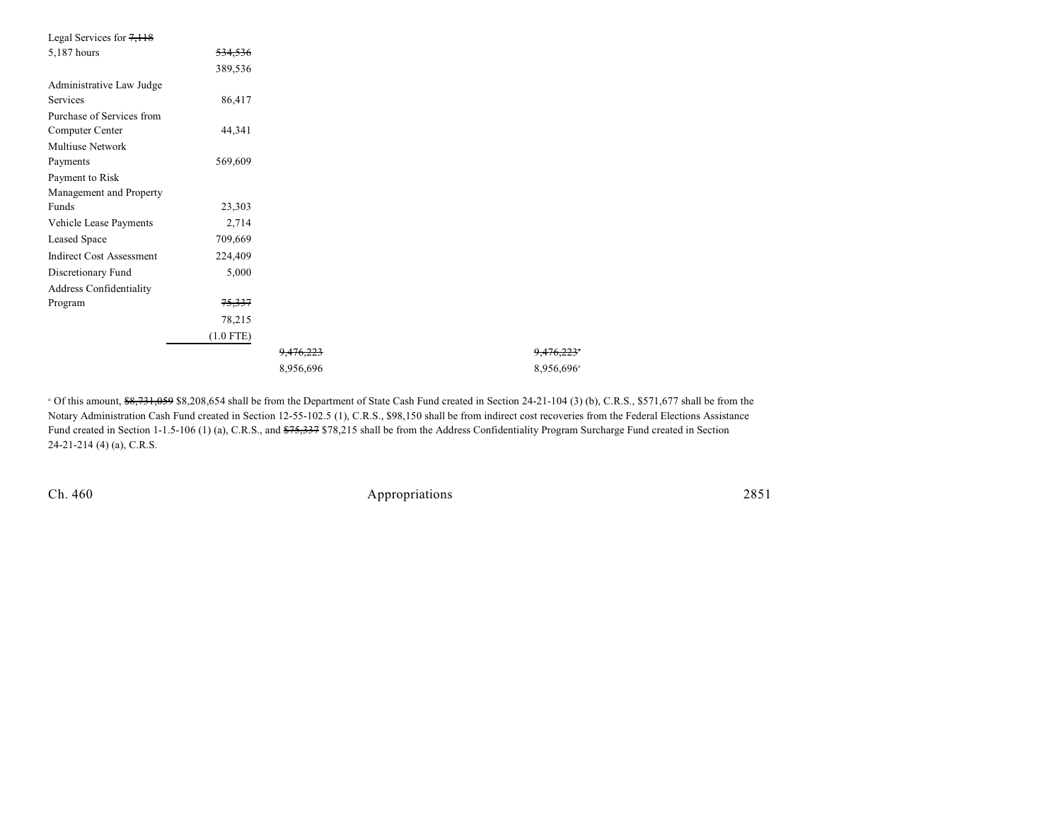| | | | |
|---|---|---|---|
| Legal Services for ~~7,118~~ 5,187 hours | ~~534,536~~ 389,536 | | |
| Administrative Law Judge Services | 86,417 | | |
| Purchase of Services from Computer Center | 44,341 | | |
| Multiuse Network Payments | 569,609 | | |
| Payment to Risk Management and Property Funds | 23,303 | | |
| Vehicle Lease Payments | 2,714 | | |
| Leased Space | 709,669 | | |
| Indirect Cost Assessment | 224,409 | | |
| Discretionary Fund | 5,000 | | |
| Address Confidentiality Program | ~~75,337~~ 78,215 (1.0 FTE) | | |
| | | ~~9,476,223~~ 8,956,696 | ~~9,476,223~~[a] 8,956,696[a] |

[a] Of this amount, ~~$8,731,059~~ $8,208,654 shall be from the Department of State Cash Fund created in Section 24-21-104 (3) (b), C.R.S., $571,677 shall be from the Notary Administration Cash Fund created in Section 12-55-102.5 (1), C.R.S., $98,150 shall be from indirect cost recoveries from the Federal Elections Assistance Fund created in Section 1-1.5-106 (1) (a), C.R.S., and ~~$75,337~~ $78,215 shall be from the Address Confidentiality Program Surcharge Fund created in Section 24-21-214 (4) (a), C.R.S.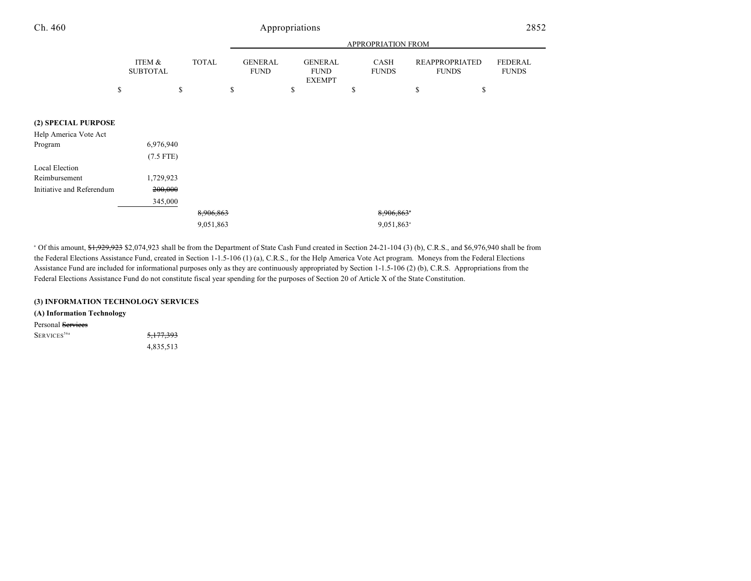| | ITEM & SUBTOTAL | TOTAL | APPROPRIATION FROM GENERAL FUND | GENERAL FUND EXEMPT | CASH FUNDS | REAPPROPRIATED FUNDS | FEDERAL FUNDS |
|---|---|---|---|---|---|---|---|
| | $ | $ | $ | $ | $ | $ | $ |
| **(2) SPECIAL PURPOSE** | | | | | | | |
| Help America Vote Act Program | 6,976,940 | | | | | | |
| | (7.5 FTE) | | | | | | |
| Local Election Reimbursement | 1,729,923 | | | | | | |
| Initiative and Referendum | ~~200,000~~ | | | | | | |
| | 345,000 | | | | | | |
| | | ~~8,906,863~~ | | | ~~8,906,863~~[a] | | |
| | | 9,051,863 | | | 9,051,863[a] | | |

[a] Of this amount, ~~$1,929,923~~ $2,074,923 shall be from the Department of State Cash Fund created in Section 24-21-104 (3) (b), C.R.S., and $6,976,940 shall be from the Federal Elections Assistance Fund, created in Section 1-1.5-106 (1) (a), C.R.S., for the Help America Vote Act program. Moneys from the Federal Elections Assistance Fund are included for informational purposes only as they are continuously appropriated by Section 1-1.5-106 (2) (b), C.R.S. Appropriations from the Federal Elections Assistance Fund do not constitute fiscal year spending for the purposes of Section 20 of Article X of the State Constitution.

**(3) INFORMATION TECHNOLOGY SERVICES**

**(A) Information Technology**

| | ITEM & SUBTOTAL | TOTAL | GENERAL FUND | GENERAL FUND EXEMPT | CASH FUNDS | REAPPROPRIATED FUNDS | FEDERAL FUNDS |
|---|---|---|---|---|---|---|---|
| Personal ~~Services~~ SERVICES[56a] | ~~5,177,393~~ | | | | | | |
| | 4,835,513 | | | | | | |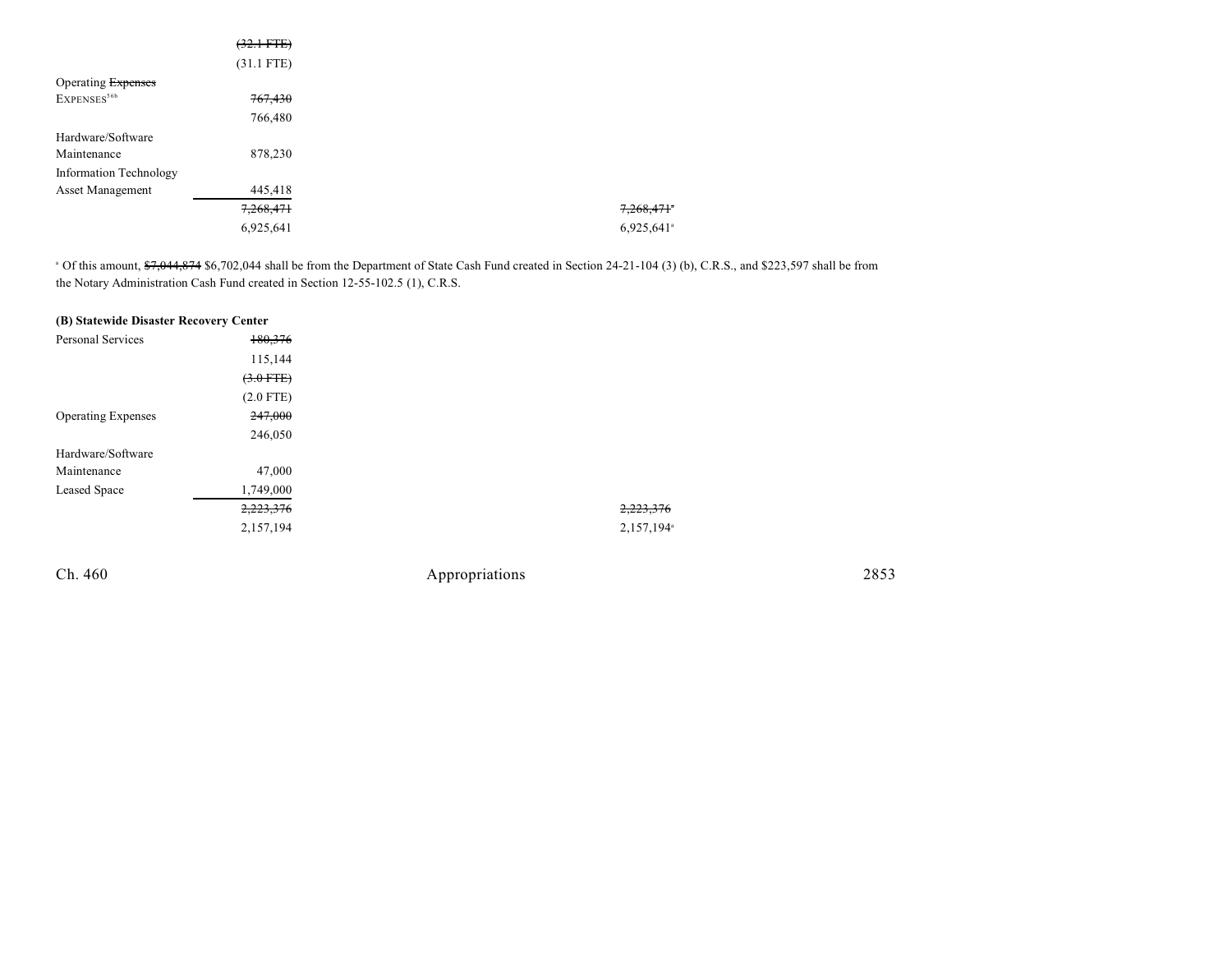| | | | |
|---|---|---|---|
| | ~~(32.1 FTE)~~ | | |
| | (31.1 FTE) | | |
| Operating ~~Expenses~~ EXPENSES[56b] | ~~767,430~~ | | |
| | 766,480 | | |
| Hardware/Software Maintenance | 878,230 | | |
| Information Technology Asset Management | 445,418 | | |
| | ~~7,268,471~~ | | ~~7,268,471~~[a] |
| | 6,925,641 | | 6,925,641[a] |

[a] Of this amount, ~~$7,044,874~~ $6,702,044 shall be from the Department of State Cash Fund created in Section 24-21-104 (3) (b), C.R.S., and $223,597 shall be from the Notary Administration Cash Fund created in Section 12-55-102.5 (1), C.R.S.

**(B) Statewide Disaster Recovery Center**

| | | | |
|---|---|---|---|
| Personal Services | ~~180,376~~ | | |
| | 115,144 | | |
| | ~~(3.0 FTE)~~ | | |
| | (2.0 FTE) | | |
| Operating Expenses | ~~247,000~~ | | |
| | 246,050 | | |
| Hardware/Software Maintenance | 47,000 | | |
| Leased Space | 1,749,000 | | |
| | ~~2,223,376~~ | | ~~2,223,376~~ |
| | 2,157,194 | | 2,157,194[a] |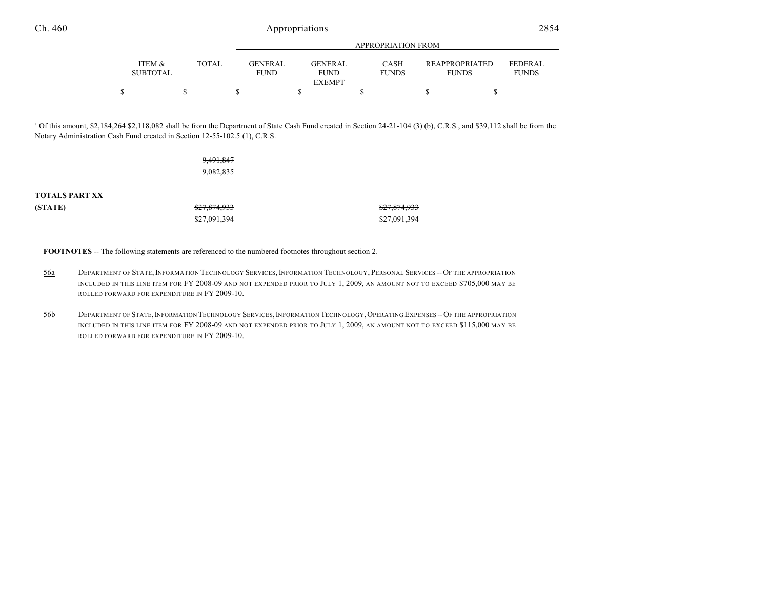| | ITEM & SUBTOTAL | TOTAL | GENERAL FUND | GENERAL FUND EXEMPT | CASH FUNDS | REAPPROPRIATED FUNDS | FEDERAL FUNDS |
|---|---|---|---|---|---|---|---|
| | | | APPROPRIATION FROM | | | | |
| | $ | $ | $ | $ | $ | $ | $ |

[a] Of this amount, ~~$2,184,264~~ $2,118,082 shall be from the Department of State Cash Fund created in Section 24-21-104 (3) (b), C.R.S., and $39,112 shall be from the Notary Administration Cash Fund created in Section 12-55-102.5 (1), C.R.S.

| | ITEM & SUBTOTAL | TOTAL | GENERAL FUND | GENERAL FUND EXEMPT | CASH FUNDS | REAPPROPRIATED FUNDS | FEDERAL FUNDS |
|---|---|---|---|---|---|---|---|
| | | ~~9,491,847~~ 9,082,835 | | | | | |
| **TOTALS PART XX (STATE)** | | ~~$27,874,933~~ $27,091,394 | | | ~~$27,874,933~~ $27,091,394 | | |

**FOOTNOTES** -- The following statements are referenced to the numbered footnotes throughout section 2.

56a DEPARTMENT OF STATE, INFORMATION TECHNOLOGY SERVICES, INFORMATION TECHNOLOGY, PERSONAL SERVICES -- OF THE APPROPRIATION INCLUDED IN THIS LINE ITEM FOR FY 2008-09 AND NOT EXPENDED PRIOR TO JULY 1, 2009, AN AMOUNT NOT TO EXCEED $705,000 MAY BE ROLLED FORWARD FOR EXPENDITURE IN FY 2009-10.

56b DEPARTMENT OF STATE, INFORMATION TECHNOLOGY SERVICES, INFORMATION TECHNOLOGY, OPERATING EXPENSES -- OF THE APPROPRIATION INCLUDED IN THIS LINE ITEM FOR FY 2008-09 AND NOT EXPENDED PRIOR TO JULY 1, 2009, AN AMOUNT NOT TO EXCEED $115,000 MAY BE ROLLED FORWARD FOR EXPENDITURE IN FY 2009-10.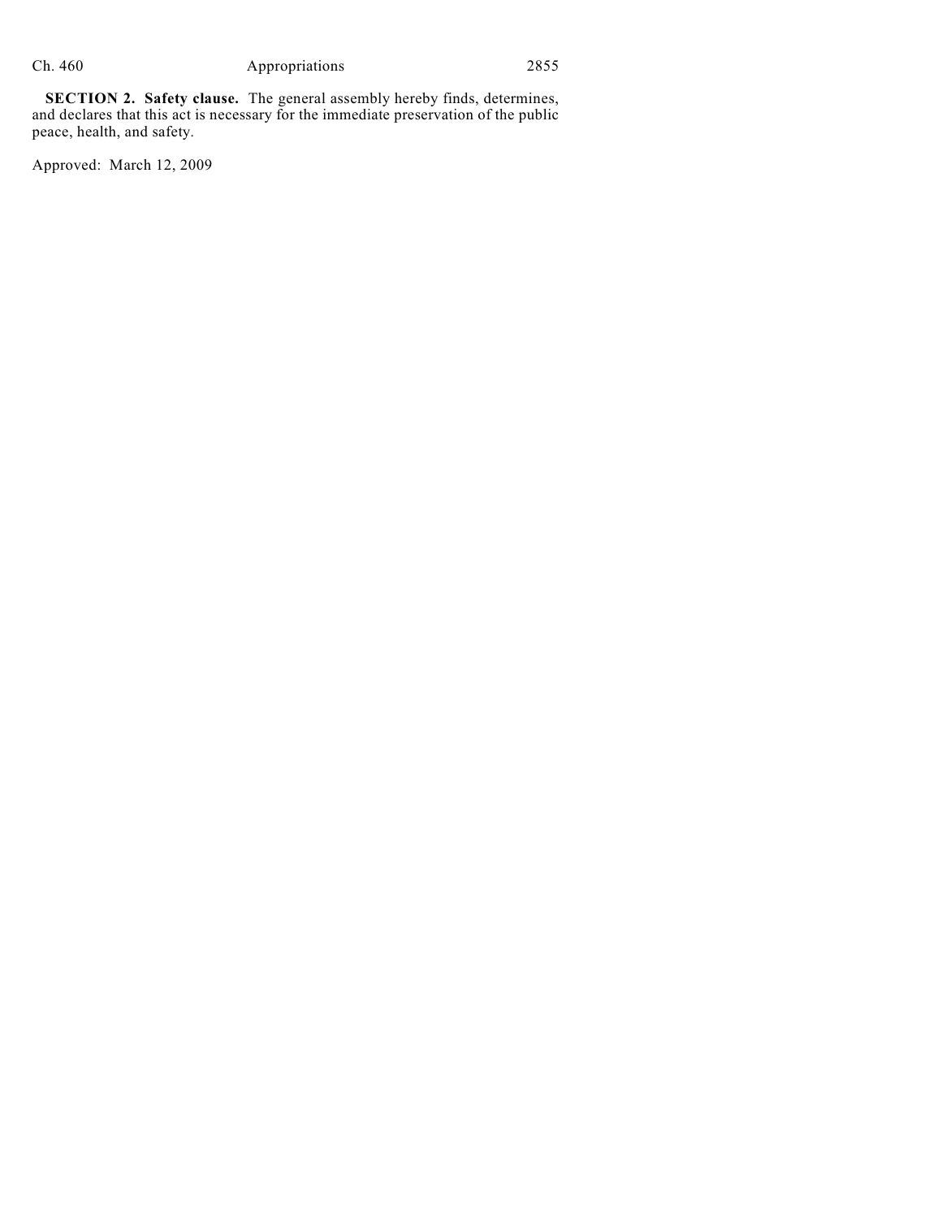**SECTION 2. Safety clause.** The general assembly hereby finds, determines, and declares that this act is necessary for the immediate preservation of the public peace, health, and safety.

Approved: March 12, 2009